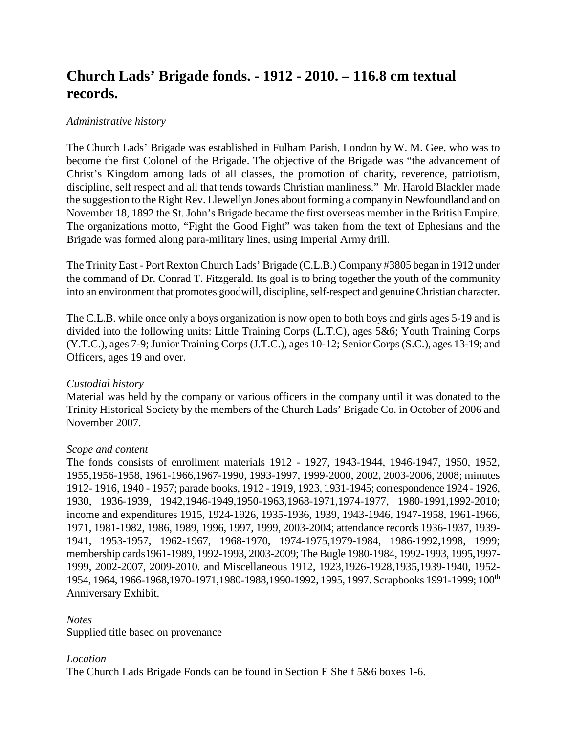# Church Lads' Brigade fonds. - 1912 - 2010. – 116.8 cm textual records.

*Administrative history*

The Church Lads' Brigade was established in Fulham Parish, London by W. M. Gee, who was to become the first Colonel of the Brigade. The objective of the Brigade was "the advancement of Christ's Kingdom among lads of all classes, the promotion of charity, reverence, patriotism, discipline, self respect and all that tends towards Christian manliness." Mr. Harold Blackler made the suggestion to the Right Rev. Llewellyn Jones about forming a company in Newfoundland and on November 18, 1892 the St. John's Brigade became the first overseas member in the British Empire. The organizations motto, "Fight the Good Fight" was taken from the text of Ephesians and the Brigade was formed along para-military lines, using Imperial Army drill.

The Trinity East - Port Rexton Church Lads' Brigade (C.L.B.) Company #3805 began in 1912 under the command of Dr. Conrad T. Fitzgerald. Its goal is to bring together the youth of the community into an environment that promotes goodwill, discipline, self-respect and genuine Christian character.

The C.L.B. while once only a boys organization is now open to both boys and girls ages 5-19 and is divided into the following units: Little Training Corps (L.T.C), ages 5&6; Youth Training Corps (Y.T.C.), ages 7-9; Junior Training Corps (J.T.C.), ages 10-12; Senior Corps (S.C.), ages 13-19; and Officers, ages 19 and over.

*Custodial history*

Material was held by the company or various officers in the company until it was donated to the Trinity Historical Society by the members of the Church Lads' Brigade Co. in October of 2006 and November 2007.

*Scope and content*

The fonds consists of enrollment materials 1912 - 1927, 1943-1944, 1946-1947, 1950, 1952, 1955,1956-1958, 1961-1966,1967-1990, 1993-1997, 1999-2000, 2002, 2003-2006, 2008; minutes 1912- 1916, 1940 - 1957; parade books, 1912 - 1919, 1923, 1931-1945; correspondence 1924 - 1926, 1930, 1936-1939, 1942,1946-1949,1950-1963,1968-1971,1974-1977, 1980-1991,1992-2010; income and expenditures 1915, 1924-1926, 1935-1936, 1939, 1943-1946, 1947-1958, 1961-1966, 1971, 1981-1982, 1986, 1989, 1996, 1997, 1999, 2003-2004; attendance records 1936-1937, 1939-1941, 1953-1957, 1962-1967, 1968-1970, 1974-1975,1979-1984, 1986-1992,1998, 1999; membership cards1961-1989, 1992-1993, 2003-2009; The Bugle 1980-1984, 1992-1993, 1995,1997-1999, 2002-2007, 2009-2010. and Miscellaneous 1912, 1923,1926-1928,1935,1939-1940, 1952-1954, 1964, 1966-1968,1970-1971,1980-1988,1990-1992, 1995, 1997. Scrapbooks 1991-1999; 100th Anniversary Exhibit.

*Notes*

Supplied title based on provenance

*Location*

The Church Lads Brigade Fonds can be found in Section E Shelf 5&6 boxes 1-6.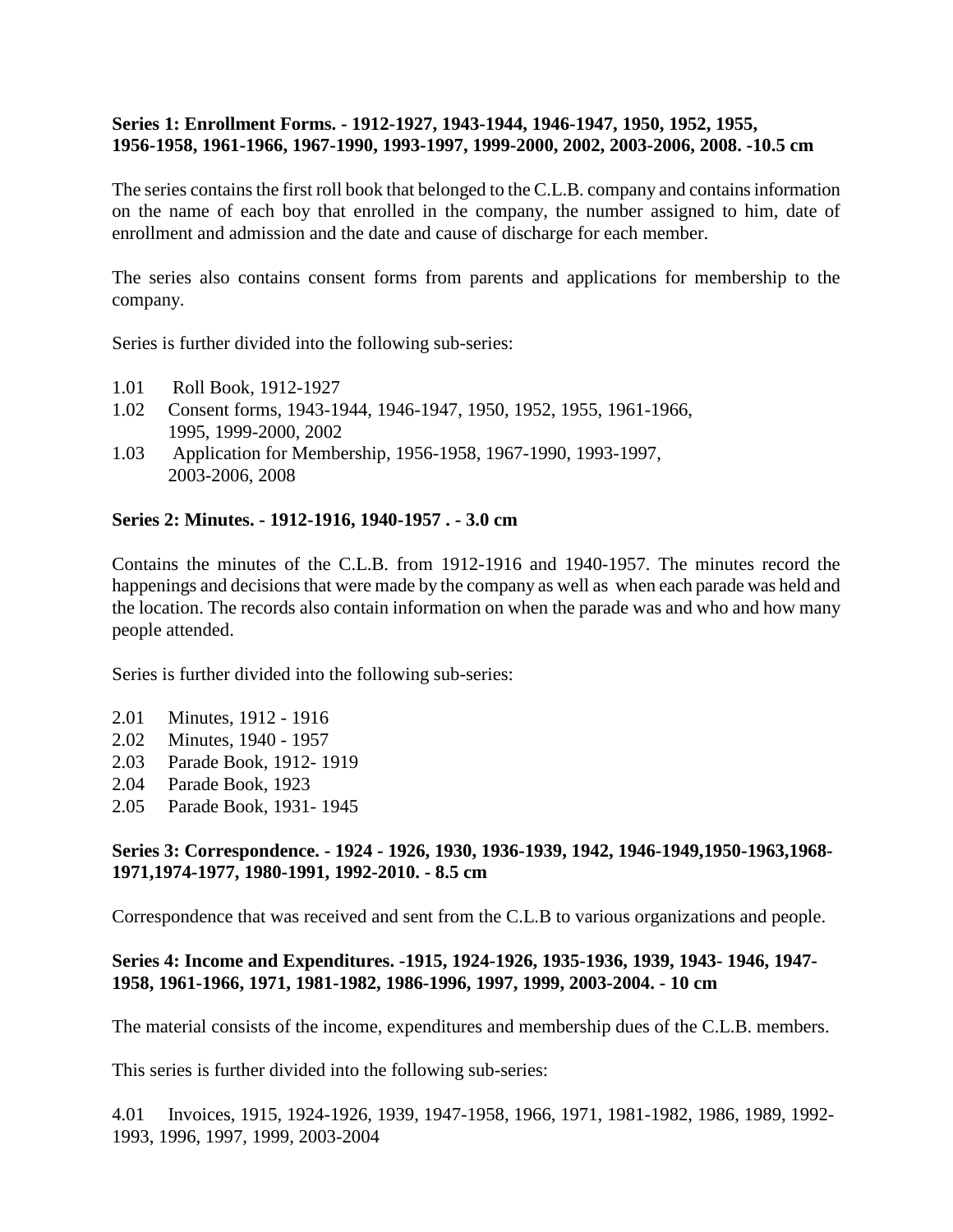**Series 1: Enrollment Forms. - 1912-1927, 1943-1944, 1946-1947, 1950, 1952, 1955, 1956-1958, 1961-1966, 1967-1990, 1993-1997, 1999-2000, 2002, 2003-2006, 2008. -10.5 cm**

The series contains the first roll book that belonged to the C.L.B. company and contains information on the name of each boy that enrolled in the company, the number assigned to him, date of enrollment and admission and the date and cause of discharge for each member.

The series also contains consent forms from parents and applications for membership to the company.

Series is further divided into the following sub-series:

1.01 Roll Book, 1912-1927
1.02 Consent forms, 1943-1944, 1946-1947, 1950, 1952, 1955, 1961-1966, 1995, 1999-2000, 2002
1.03 Application for Membership, 1956-1958, 1967-1990, 1993-1997, 2003-2006, 2008

**Series 2: Minutes. - 1912-1916, 1940-1957 . - 3.0 cm**

Contains the minutes of the C.L.B. from 1912-1916 and 1940-1957. The minutes record the happenings and decisions that were made by the company as well as when each parade was held and the location. The records also contain information on when the parade was and who and how many people attended.

Series is further divided into the following sub-series:

2.01 Minutes, 1912 - 1916
2.02 Minutes, 1940 - 1957
2.03 Parade Book, 1912- 1919
2.04 Parade Book, 1923
2.05 Parade Book, 1931- 1945

**Series 3: Correspondence. - 1924 - 1926, 1930, 1936-1939, 1942, 1946-1949,1950-1963,1968-1971,1974-1977, 1980-1991, 1992-2010. - 8.5 cm**

Correspondence that was received and sent from the C.L.B to various organizations and people.

**Series 4: Income and Expenditures. -1915, 1924-1926, 1935-1936, 1939, 1943- 1946, 1947-1958, 1961-1966, 1971, 1981-1982, 1986-1996, 1997, 1999, 2003-2004. - 10 cm**

The material consists of the income, expenditures and membership dues of the C.L.B. members.

This series is further divided into the following sub-series:

4.01 Invoices, 1915, 1924-1926, 1939, 1947-1958, 1966, 1971, 1981-1982, 1986, 1989, 1992-1993, 1996, 1997, 1999, 2003-2004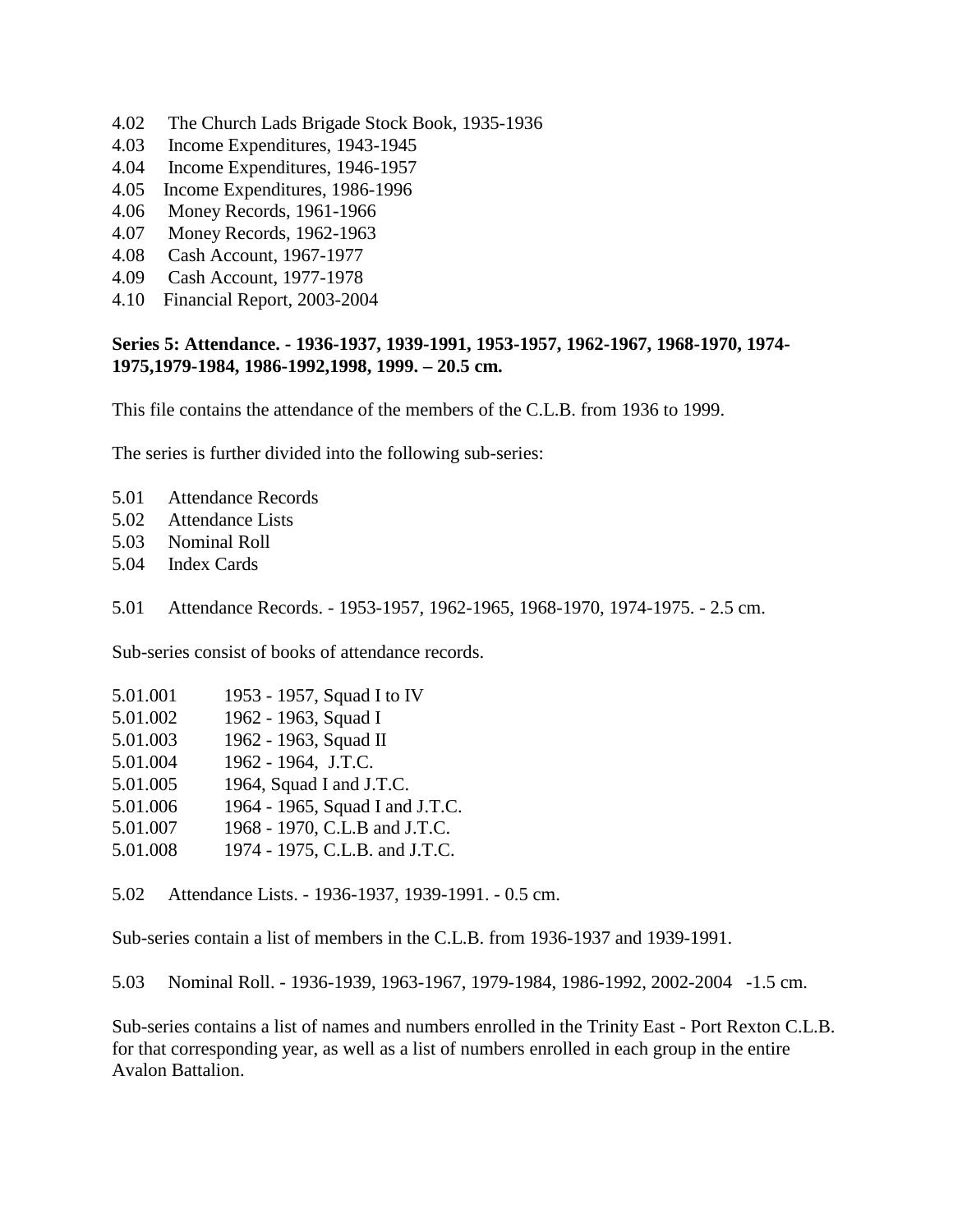4.02 The Church Lads Brigade Stock Book, 1935-1936
4.03 Income Expenditures, 1943-1945
4.04 Income Expenditures, 1946-1957
4.05 Income Expenditures, 1986-1996
4.06 Money Records, 1961-1966
4.07 Money Records, 1962-1963
4.08 Cash Account, 1967-1977
4.09 Cash Account, 1977-1978
4.10 Financial Report, 2003-2004

**Series 5: Attendance. - 1936-1937, 1939-1991, 1953-1957, 1962-1967, 1968-1970, 1974-1975,1979-1984, 1986-1992,1998, 1999. – 20.5 cm.**

This file contains the attendance of the members of the C.L.B. from 1936 to 1999.

The series is further divided into the following sub-series:

5.01 Attendance Records
5.02 Attendance Lists
5.03 Nominal Roll
5.04 Index Cards

5.01 Attendance Records. - 1953-1957, 1962-1965, 1968-1970, 1974-1975. - 2.5 cm.

Sub-series consist of books of attendance records.

5.01.001 1953 - 1957, Squad I to IV
5.01.002 1962 - 1963, Squad I
5.01.003 1962 - 1963, Squad II
5.01.004 1962 - 1964, J.T.C.
5.01.005 1964, Squad I and J.T.C.
5.01.006 1964 - 1965, Squad I and J.T.C.
5.01.007 1968 - 1970, C.L.B and J.T.C.
5.01.008 1974 - 1975, C.L.B. and J.T.C.

5.02 Attendance Lists. - 1936-1937, 1939-1991. - 0.5 cm.

Sub-series contain a list of members in the C.L.B. from 1936-1937 and 1939-1991.

5.03 Nominal Roll. - 1936-1939, 1963-1967, 1979-1984, 1986-1992, 2002-2004 -1.5 cm.

Sub-series contains a list of names and numbers enrolled in the Trinity East - Port Rexton C.L.B. for that corresponding year, as well as a list of numbers enrolled in each group in the entire Avalon Battalion.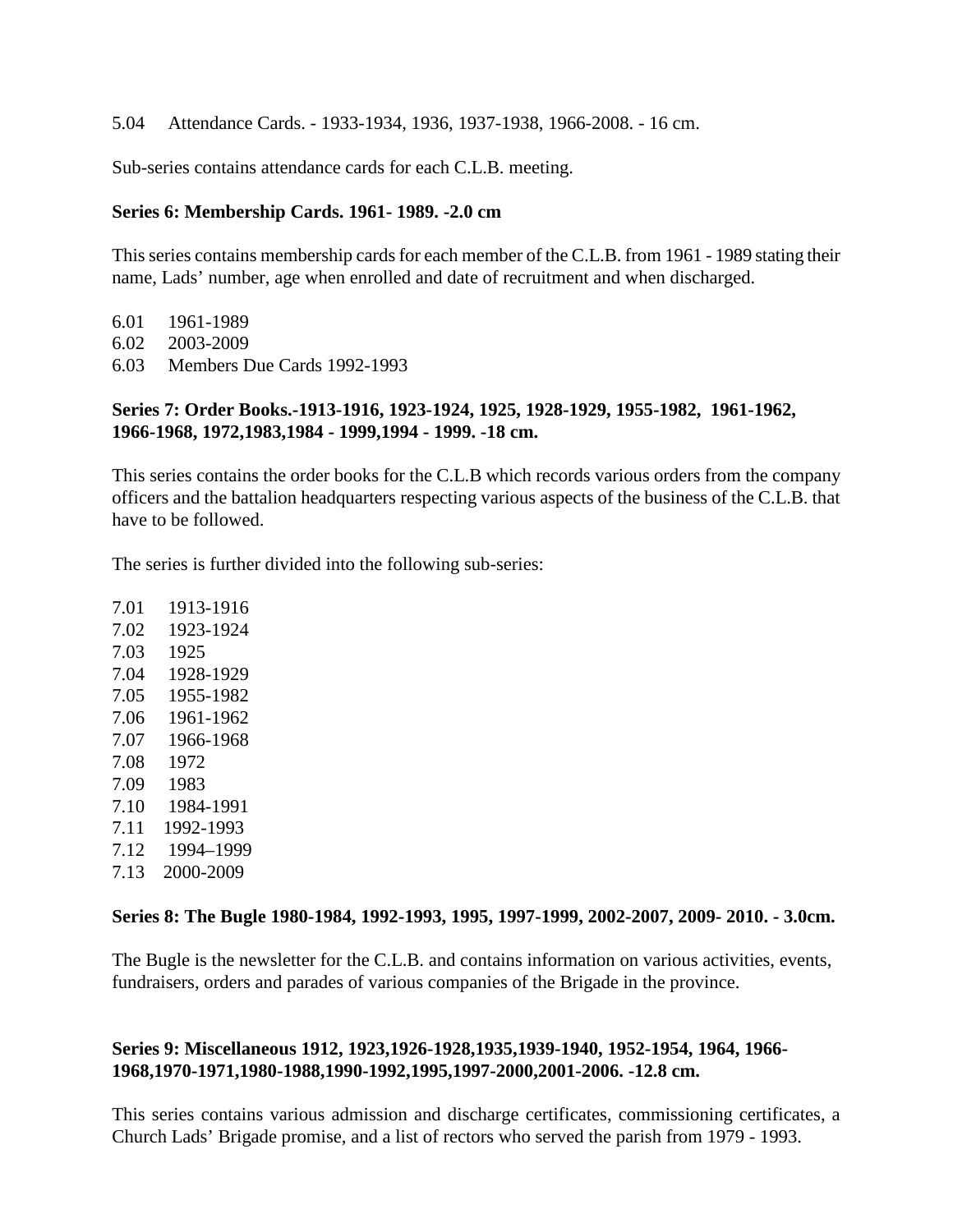5.04 Attendance Cards. - 1933-1934, 1936, 1937-1938, 1966-2008. - 16 cm.

Sub-series contains attendance cards for each C.L.B. meeting.

**Series 6: Membership Cards. 1961- 1989. -2.0 cm**

This series contains membership cards for each member of the C.L.B. from 1961 - 1989 stating their name, Lads' number, age when enrolled and date of recruitment and when discharged.

6.01 1961-1989
6.02 2003-2009
6.03 Members Due Cards 1992-1993

**Series 7: Order Books.-1913-1916, 1923-1924, 1925, 1928-1929, 1955-1982, 1961-1962, 1966-1968, 1972,1983,1984 - 1999,1994 - 1999. -18 cm.**

This series contains the order books for the C.L.B which records various orders from the company officers and the battalion headquarters respecting various aspects of the business of the C.L.B. that have to be followed.

The series is further divided into the following sub-series:

7.01 1913-1916
7.02 1923-1924
7.03 1925
7.04 1928-1929
7.05 1955-1982
7.06 1961-1962
7.07 1966-1968
7.08 1972
7.09 1983
7.10 1984-1991
7.11 1992-1993
7.12 1994–1999
7.13 2000-2009

**Series 8: The Bugle 1980-1984, 1992-1993, 1995, 1997-1999, 2002-2007, 2009- 2010. - 3.0cm.**

The Bugle is the newsletter for the C.L.B. and contains information on various activities, events, fundraisers, orders and parades of various companies of the Brigade in the province.

**Series 9: Miscellaneous 1912, 1923,1926-1928,1935,1939-1940, 1952-1954, 1964, 1966-1968,1970-1971,1980-1988,1990-1992,1995,1997-2000,2001-2006. -12.8 cm.**

This series contains various admission and discharge certificates, commissioning certificates, a Church Lads' Brigade promise, and a list of rectors who served the parish from 1979 - 1993.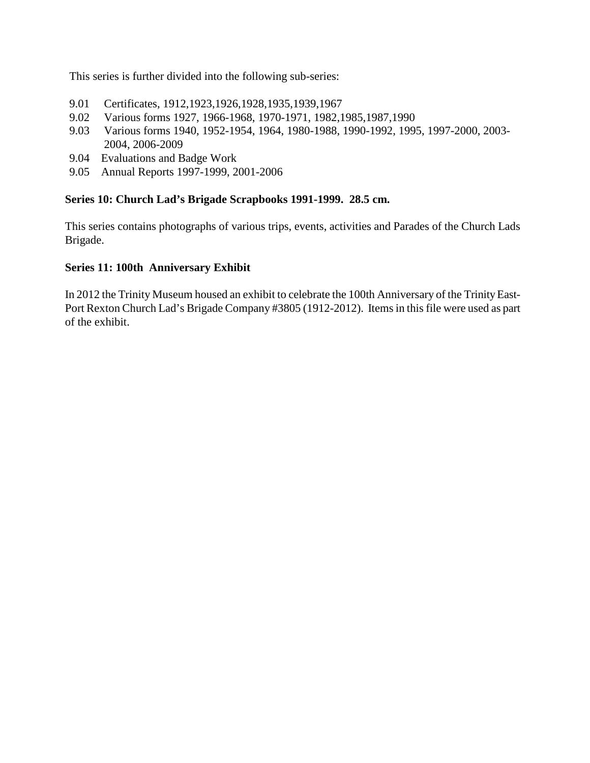This series is further divided into the following sub-series:

9.01 Certificates, 1912,1923,1926,1928,1935,1939,1967
9.02 Various forms 1927, 1966-1968, 1970-1971, 1982,1985,1987,1990
9.03 Various forms 1940, 1952-1954, 1964, 1980-1988, 1990-1992, 1995, 1997-2000, 2003-2004, 2006-2009
9.04 Evaluations and Badge Work
9.05 Annual Reports 1997-1999, 2001-2006

**Series 10: Church Lad's Brigade Scrapbooks 1991-1999. 28.5 cm.**

This series contains photographs of various trips, events, activities and Parades of the Church Lads Brigade.

**Series 11: 100th Anniversary Exhibit**

In 2012 the Trinity Museum housed an exhibit to celebrate the 100th Anniversary of the Trinity East-Port Rexton Church Lad's Brigade Company #3805 (1912-2012). Items in this file were used as part of the exhibit.